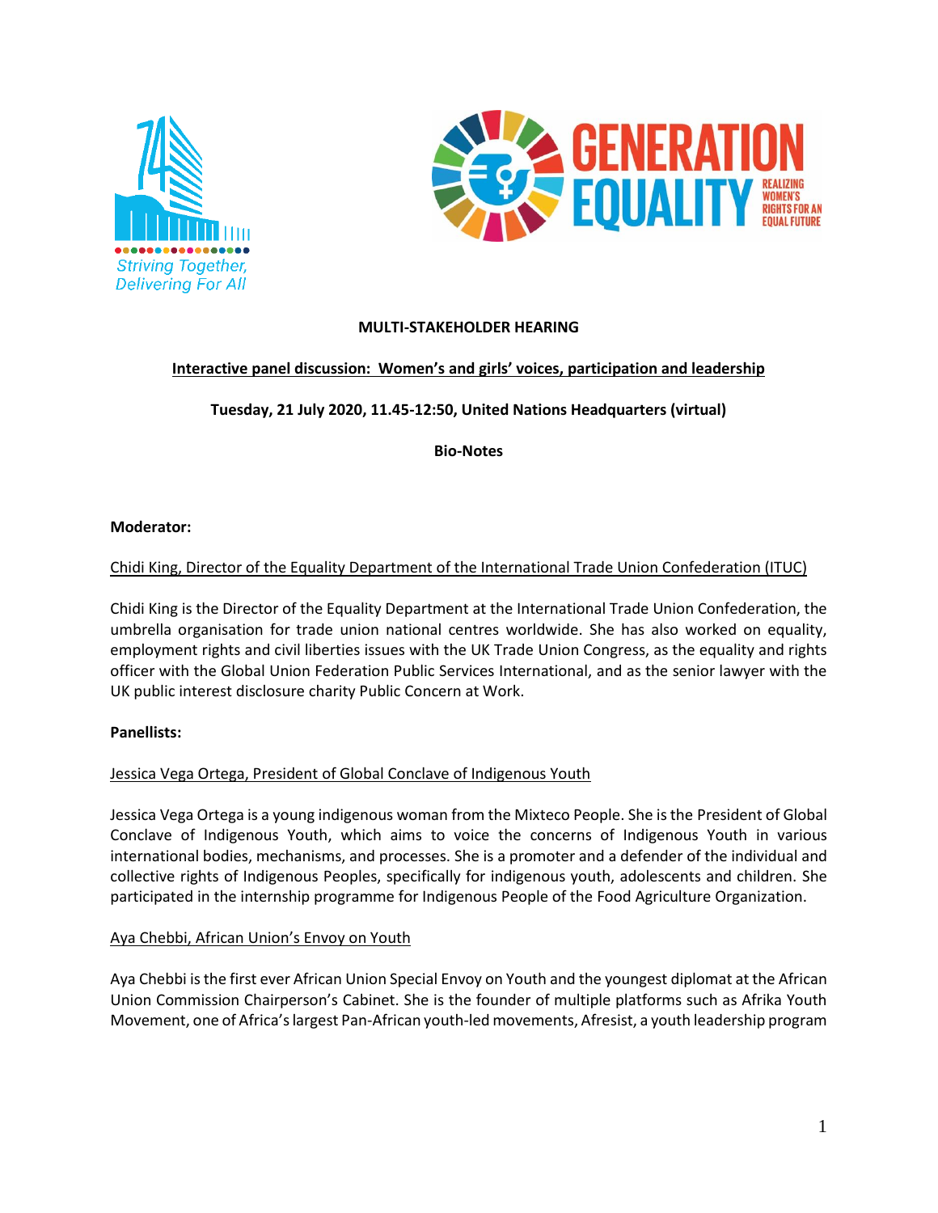**MULTI-STAKEHOLDER HEARING**

**Interactive panel discussion: Women's and girls' voices, participation and leadership**

**Tuesday, 21 July 2020, 11.45-12:50, United Nations Headquarters (virtual)**

**Bio-Notes**

**Moderator:**

Chidi King, Director of the Equality Department of the International Trade Union Confederation (ITUC)

Chidi King is the Director of the Equality Department at the International Trade Union Confederation, the umbrella organisation for trade union national centres worldwide. She has also worked on equality, employment rights and civil liberties issues with the UK Trade Union Congress, as the equality and rights officer with the Global Union Federation Public Services International, and as the senior lawyer with the UK public interest disclosure charity Public Concern at Work.

**Panellists:**

Jessica Vega Ortega, President of Global Conclave of Indigenous Youth

Jessica Vega Ortega is a young indigenous woman from the Mixteco People. She is the President of Global Conclave of Indigenous Youth, which aims to voice the concerns of Indigenous Youth in various international bodies, mechanisms, and processes. She is a promoter and a defender of the individual and collective rights of Indigenous Peoples, specifically for indigenous youth, adolescents and children. She participated in the internship programme for Indigenous People of the Food Agriculture Organization.

Aya Chebbi, African Union's Envoy on Youth

Aya Chebbi is the first ever African Union Special Envoy on Youth and the youngest diplomat at the African Union Commission Chairperson's Cabinet. She is the founder of multiple platforms such as Afrika Youth Movement, one of Africa's largest Pan-African youth-led movements, Afresist, a youth leadership program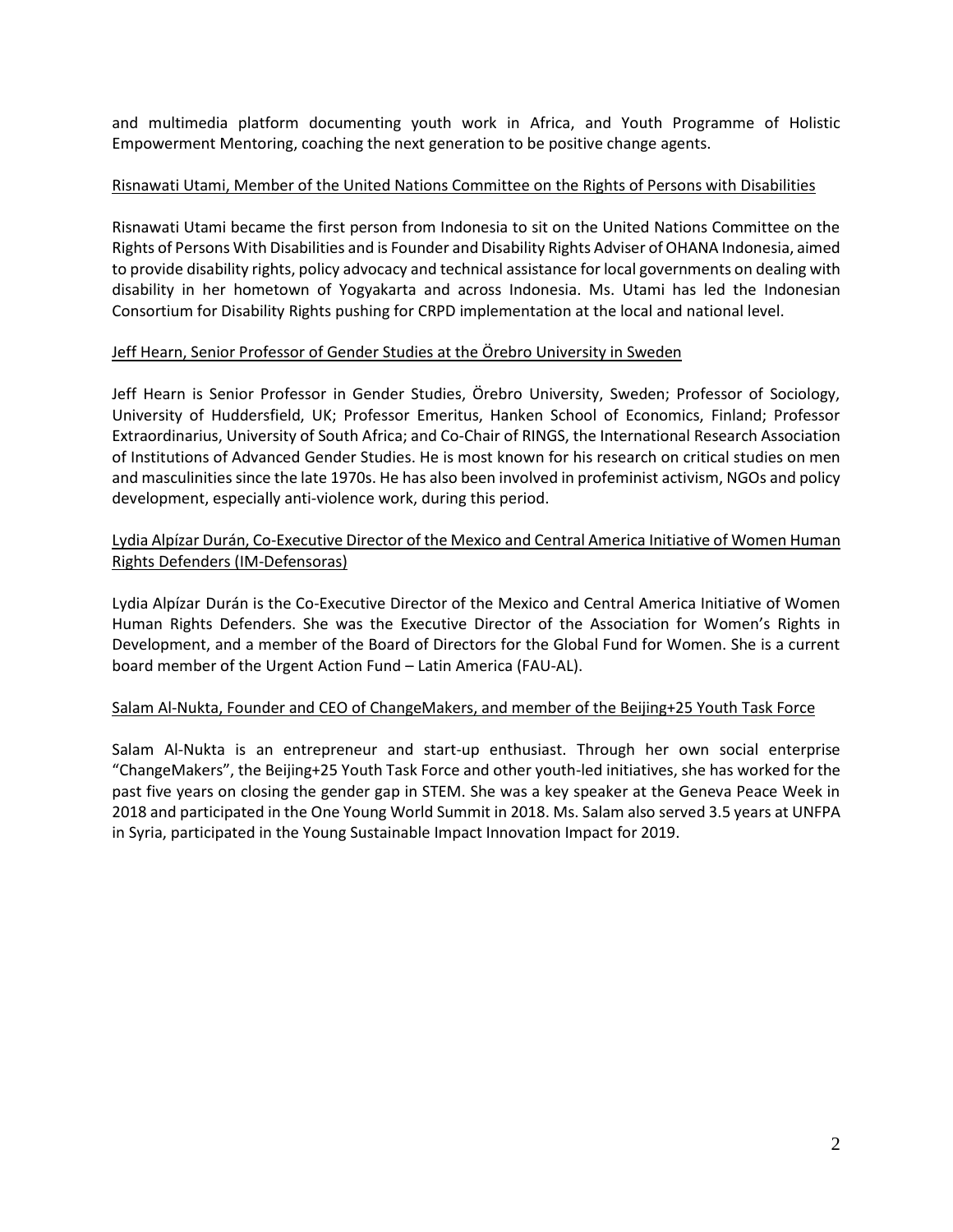and multimedia platform documenting youth work in Africa, and Youth Programme of Holistic Empowerment Mentoring, coaching the next generation to be positive change agents.

<u>Risnawati Utami, Member of the United Nations Committee on the Rights of Persons with Disabilities</u>

Risnawati Utami became the first person from Indonesia to sit on the United Nations Committee on the Rights of Persons With Disabilities and is Founder and Disability Rights Adviser of OHANA Indonesia, aimed to provide disability rights, policy advocacy and technical assistance for local governments on dealing with disability in her hometown of Yogyakarta and across Indonesia. Ms. Utami has led the Indonesian Consortium for Disability Rights pushing for CRPD implementation at the local and national level.

<u>Jeff Hearn, Senior Professor of Gender Studies at the Örebro University in Sweden</u>

Jeff Hearn is Senior Professor in Gender Studies, Örebro University, Sweden; Professor of Sociology, University of Huddersfield, UK; Professor Emeritus, Hanken School of Economics, Finland; Professor Extraordinarius, University of South Africa; and Co-Chair of RINGS, the International Research Association of Institutions of Advanced Gender Studies. He is most known for his research on critical studies on men and masculinities since the late 1970s. He has also been involved in profeminist activism, NGOs and policy development, especially anti-violence work, during this period.

<u>Lydia Alpízar Durán, Co-Executive Director of the Mexico and Central America Initiative of Women Human Rights Defenders (IM-Defensoras)</u>

Lydia Alpízar Durán is the Co-Executive Director of the Mexico and Central America Initiative of Women Human Rights Defenders. She was the Executive Director of the Association for Women's Rights in Development, and a member of the Board of Directors for the Global Fund for Women. She is a current board member of the Urgent Action Fund – Latin America (FAU-AL).

<u>Salam Al-Nukta, Founder and CEO of ChangeMakers, and member of the Beijing+25 Youth Task Force</u>

Salam Al-Nukta is an entrepreneur and start-up enthusiast. Through her own social enterprise "ChangeMakers", the Beijing+25 Youth Task Force and other youth-led initiatives, she has worked for the past five years on closing the gender gap in STEM. She was a key speaker at the Geneva Peace Week in 2018 and participated in the One Young World Summit in 2018. Ms. Salam also served 3.5 years at UNFPA in Syria, participated in the Young Sustainable Impact Innovation Impact for 2019.